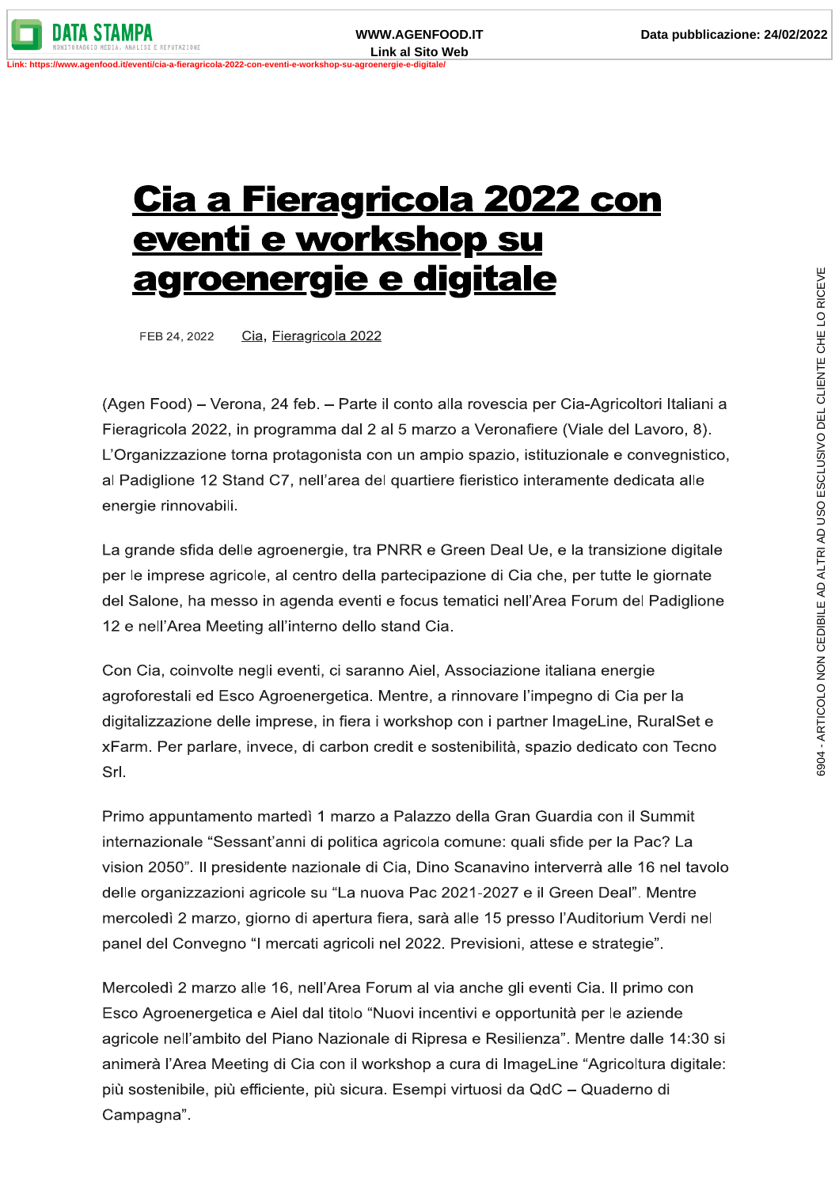# Cia a Fieragricola 2022 con eventi e workshop su agroenergie e digitale

FEB 24, 2022 Cia, Fieragricola 2022

(Agen Food) – Verona, 24 feb. – Parte il conto alla rovescia per Cia-Agricoltori Italiani a Fieragricola 2022, in programma dal 2 al 5 marzo a Veronafiere (Viale del Lavoro, 8). L'Organizzazione torna protagonista con un ampio spazio, istituzionale e convegnistico, al Padiglione 12 Stand C7, nell'area del quartiere fieristico interamente dedicata alle energie rinnovabili.

La grande sfida delle agroenergie, tra PNRR e Green Deal Ue, e la transizione digitale per le imprese agricole, al centro della partecipazione di Cia che, per tutte le giornate del Salone, ha messo in agenda eventi e focus tematici nell'Area Forum del Padiglione 12 e nell'Area Meeting all'interno dello stand Cia.

Con Cia, coinvolte negli eventi, ci saranno Aiel, Associazione italiana energie agroforestali ed Esco Agroenergetica. Mentre, a rinnovare l'impegno di Cia per la digitalizzazione delle imprese, in fiera i workshop con i partner ImageLine, RuralSet e xFarm. Per parlare, invece, di carbon credit e sostenibilità, spazio dedicato con Tecno Srl.

Primo appuntamento martedì 1 marzo a Palazzo della Gran Guardia con il Summit internazionale "Sessant'anni di politica agricola comune: quali sfide per la Pac? La vision 2050". Il presidente nazionale di Cia, Dino Scanavino interverrà alle 16 nel tavolo delle organizzazioni agricole su "La nuova Pac 2021-2027 e il Green Deal". Mentre mercoledì 2 marzo, giorno di apertura fiera, sarà alle 15 presso l'Auditorium Verdi nel panel del Convegno "I mercati agricoli nel 2022. Previsioni, attese e strategie".

Mercoledì 2 marzo alle 16, nell'Area Forum al via anche gli eventi Cia. Il primo con Esco Agroenergetica e Aiel dal titolo "Nuovi incentivi e opportunità per le aziende agricole nell'ambito del Piano Nazionale di Ripresa e Resilienza". Mentre dalle 14:30 si animerà l'Area Meeting di Cia con il workshop a cura di ImageLine "Agricoltura digitale: più sostenibile, più efficiente, più sicura. Esempi virtuosi da QdC – Quaderno di Campagna".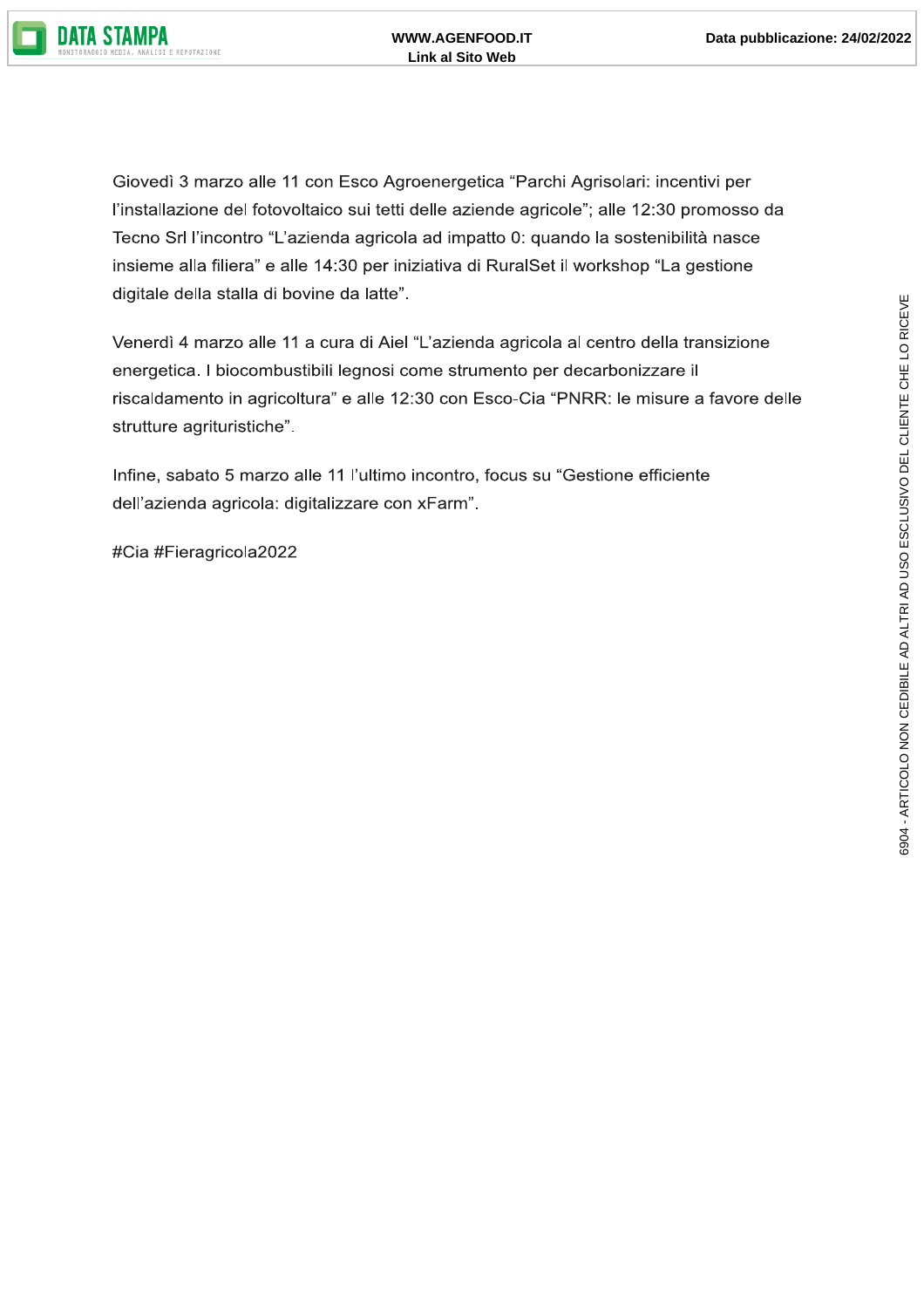Giovedì 3 marzo alle 11 con Esco Agroenergetica "Parchi Agrisolari: incentivi per l'installazione del fotovoltaico sui tetti delle aziende agricole"; alle 12:30 promosso da Tecno Srl l'incontro "L'azienda agricola ad impatto 0: quando la sostenibilità nasce insieme alla filiera" e alle 14:30 per iniziativa di RuralSet il workshop "La gestione digitale della stalla di bovine da latte".

Venerdì 4 marzo alle 11 a cura di Aiel "L'azienda agricola al centro della transizione energetica. I biocombustibili legnosi come strumento per decarbonizzare il riscaldamento in agricoltura" e alle 12:30 con Esco-Cia "PNRR: le misure a favore delle strutture agrituristiche".

Infine, sabato 5 marzo alle 11 l'ultimo incontro, focus su "Gestione efficiente dell'azienda agricola: digitalizzare con xFarm".

#Cia #Fieragricola2022